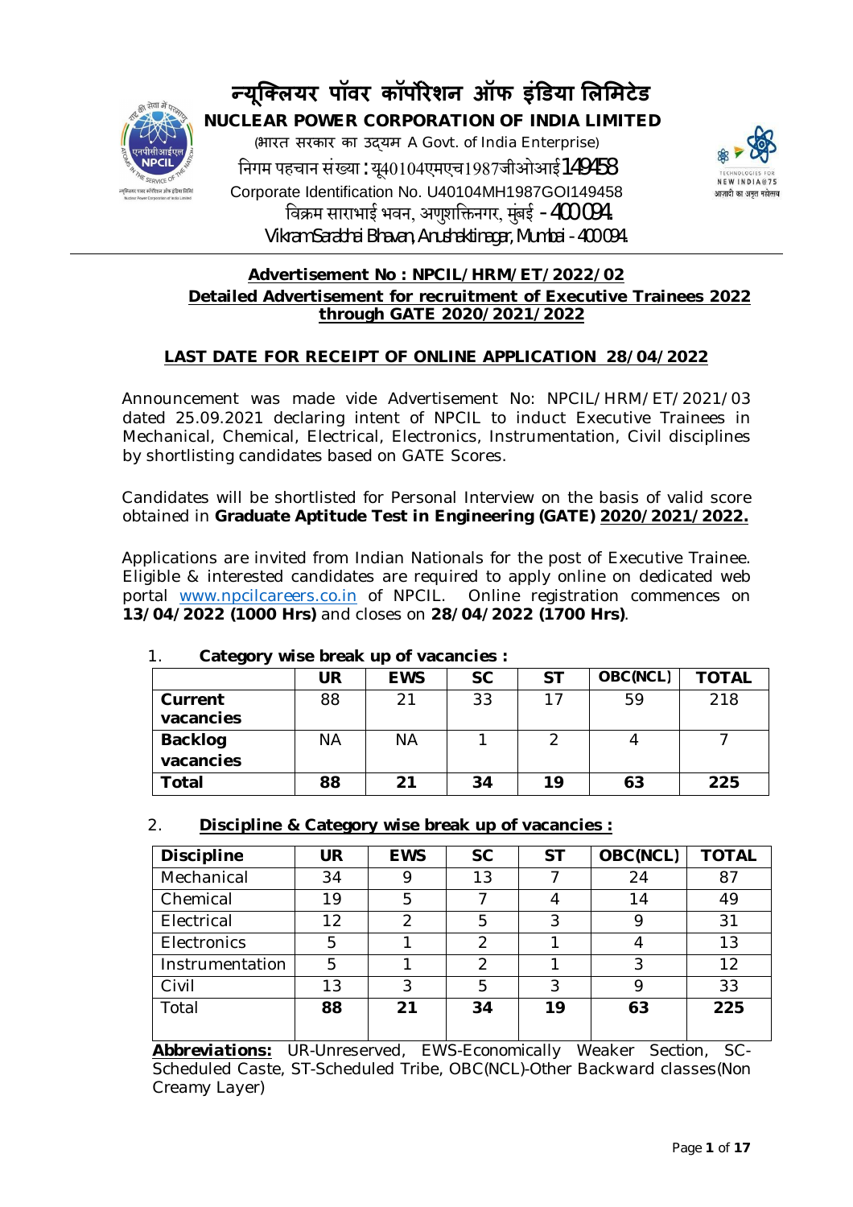# न्यूक्लियर पॉवर कॉर्पोरेशन ऑफ इंडिया लिमिटेड

## NUCLEAR POWER CORPORATION OF INDIA LIMITED

(भारत सरकार का उद्यम A Govt. of India Enterprise)

निगम पहचान संख्या : यू40104एमएच1987जीओआई149458

Corporate Identification No. U40104MH1987GOI149458

विक्रम साराभाई भवन, अणुशक्तिनगर, मुंबई - 400 094.

Vikram Sarabhai Bhavan, Anushaktinagar, Mumbai - 400 094.

---

**Advertisement No : NPCIL/HRM/ET/2022/02**

**Detailed Advertisement for recruitment of Executive Trainees 2022 through GATE 2020/2021/2022**

**LAST DATE FOR RECEIPT OF ONLINE APPLICATION 28/04/2022**

Announcement was made vide Advertisement No: NPCIL/HRM/ET/2021/03 dated 25.09.2021 declaring intent of NPCIL to induct Executive Trainees in Mechanical, Chemical, Electrical, Electronics, Instrumentation, Civil disciplines by shortlisting candidates based on GATE Scores.

Candidates will be shortlisted for Personal Interview on the basis of valid score obtained in **Graduate Aptitude Test in Engineering (GATE) 2020/2021/2022.**

Applications are invited from Indian Nationals for the post of Executive Trainee. Eligible & interested candidates are required to apply online on dedicated web portal www.npcilcareers.co.in of NPCIL. Online registration commences on **13/04/2022 (1000 Hrs)** and closes on **28/04/2022 (1700 Hrs)**.

1. **Category wise break up of vacancies :**

| | UR | EWS | SC | ST | OBC(NCL) | TOTAL |
|---|---|---|---|---|---|---|
| **Current vacancies** | 88 | 21 | 33 | 17 | 59 | 218 |
| **Backlog vacancies** | NA | NA | 1 | 2 | 4 | 7 |
| **Total** | **88** | **21** | **34** | **19** | **63** | **225** |

2. **Discipline & Category wise break up of vacancies :**

| Discipline | UR | EWS | SC | ST | OBC(NCL) | TOTAL |
|---|---|---|---|---|---|---|
| Mechanical | 34 | 9 | 13 | 7 | 24 | 87 |
| Chemical | 19 | 5 | 7 | 4 | 14 | 49 |
| Electrical | 12 | 2 | 5 | 3 | 9 | 31 |
| Electronics | 5 | 1 | 2 | 1 | 4 | 13 |
| Instrumentation | 5 | 1 | 2 | 1 | 3 | 12 |
| Civil | 13 | 3 | 5 | 3 | 9 | 33 |
| Total | **88** | **21** | **34** | **19** | **63** | **225** |

***Abbreviations:*** UR-Unreserved, EWS-Economically Weaker Section, SC-Scheduled Caste, ST-Scheduled Tribe, OBC(NCL)-Other Backward classes(Non Creamy Layer)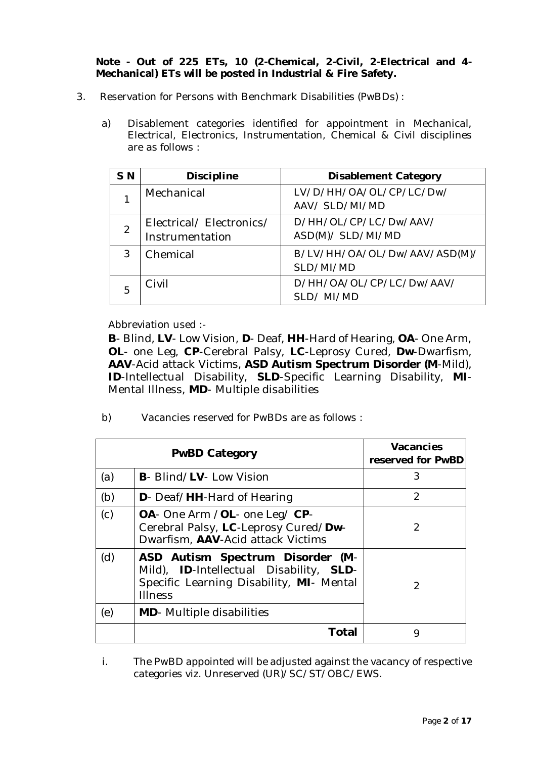**Note - Out of 225 ETs, 10 (2-Chemical, 2-Civil, 2-Electrical and 4-Mechanical) ETs will be posted in Industrial & Fire Safety.**

3. Reservation for Persons with Benchmark Disabilities (PwBDs) :

   a) Disablement categories identified for appointment in Mechanical, Electrical, Electronics, Instrumentation, Chemical & Civil disciplines are as follows :

| S N | Discipline | Disablement Category |
|---|---|---|
| 1 | Mechanical | LV/D/HH/OA/OL/CP/LC/Dw/ AAV/ SLD/MI/MD |
| 2 | Electrical/ Electronics/ Instrumentation | D/HH/OL/CP/LC/Dw/AAV/ ASD(M)/ SLD/MI/MD |
| 3 | Chemical | B/LV/HH/OA/OL/Dw/AAV/ASD(M)/ SLD/MI/MD |
| 5 | Civil | D/HH/OA/OL/CP/LC/Dw/AAV/ SLD/ MI/MD |

Abbreviation used :-

**B**- Blind, **LV**- Low Vision, **D**- Deaf, **HH**-Hard of Hearing, **OA**- One Arm, **OL**- one Leg, **CP**-Cerebral Palsy, **LC**-Leprosy Cured, **Dw**-Dwarfism, **AAV**-Acid attack Victims, **ASD Autism Spectrum Disorder (M**-Mild), **ID**-Intellectual Disability, **SLD**-Specific Learning Disability, **MI**-Mental Illness, **MD**- Multiple disabilities

   b) Vacancies reserved for PwBDs are as follows :

| PwBD Category | | Vacancies reserved for PwBD |
|---|---|---|
| (a) | **B**- Blind/**LV**- Low Vision | 3 |
| (b) | **D**- Deaf/**HH**-Hard of Hearing | 2 |
| (c) | **OA**- One Arm /**OL**- one Leg/ **CP**-Cerebral Palsy, **LC**-Leprosy Cured/**Dw**-Dwarfism, **AAV**-Acid attack Victims | 2 |
| (d) | **ASD Autism Spectrum Disorder (M**-Mild), **ID**-Intellectual Disability, **SLD**-Specific Learning Disability, **MI**- Mental Illness | 2 |
| (e) | **MD**- Multiple disabilities | |
| | **Total** | 9 |

   i. The PwBD appointed will be adjusted against the vacancy of respective categories viz. Unreserved (UR)/SC/ST/OBC/EWS.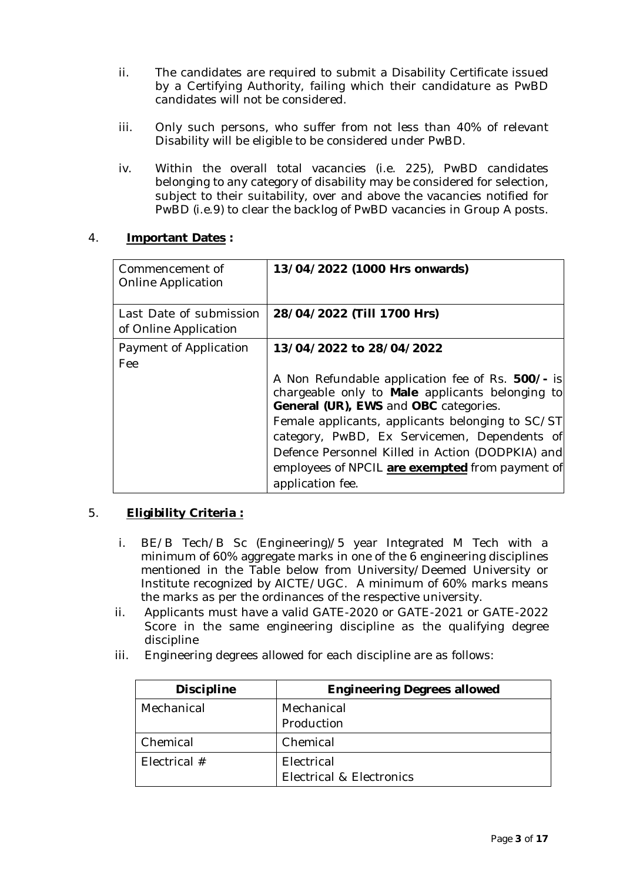ii. The candidates are required to submit a Disability Certificate issued by a Certifying Authority, failing which their candidature as PwBD candidates will not be considered.

iii. Only such persons, who suffer from not less than 40% of relevant Disability will be eligible to be considered under PwBD.

iv. Within the overall total vacancies (i.e. 225), PwBD candidates belonging to any category of disability may be considered for selection, subject to their suitability, over and above the vacancies notified for PwBD (i.e.9) to clear the backlog of PwBD vacancies in Group A posts.

## 4. **Important Dates :**

| | |
|---|---|
| Commencement of Online Application | **13/04/2022 (1000 Hrs onwards)** |
| Last Date of submission of Online Application | **28/04/2022 (Till 1700 Hrs)** |
| Payment of Application Fee | **13/04/2022 to 28/04/2022**<br><br>A Non Refundable application fee of Rs. **500/-** is chargeable only to **Male** applicants belonging to **General (UR), EWS** and **OBC** categories.<br>Female applicants, applicants belonging to SC/ST category, PwBD, Ex Servicemen, Dependents of Defence Personnel Killed in Action (DODPKIA) and employees of NPCIL **are exempted** from payment of application fee. |

## 5. **Eligibility Criteria :**

i. BE/B Tech/B Sc (Engineering)/5 year Integrated M Tech with a minimum of 60% aggregate marks in one of the 6 engineering disciplines mentioned in the Table below from University/Deemed University or Institute recognized by AICTE/UGC. A minimum of 60% marks means the marks as per the ordinances of the respective university.

ii. Applicants must have a valid GATE-2020 or GATE-2021 or GATE-2022 Score in the same engineering discipline as the qualifying degree discipline

iii. Engineering degrees allowed for each discipline are as follows:

| Discipline | Engineering Degrees allowed |
|---|---|
| Mechanical | Mechanical<br>Production |
| Chemical | Chemical |
| Electrical # | Electrical<br>Electrical & Electronics |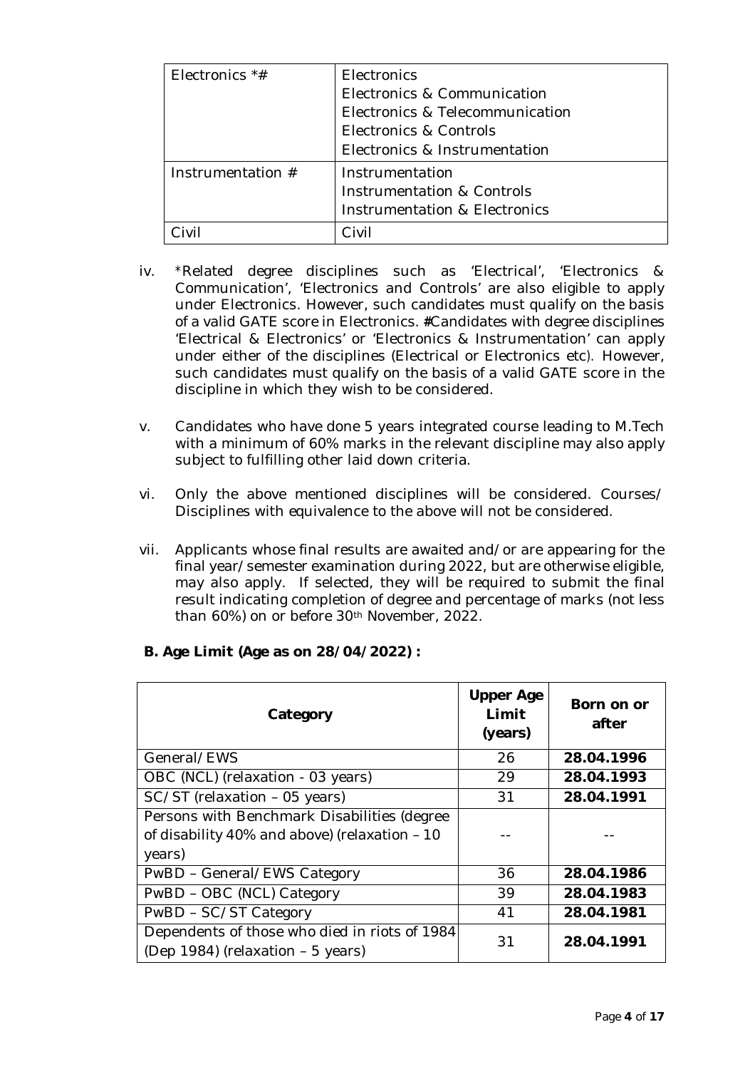| | |
|---|---|
| Electronics *# | Electronics<br>Electronics & Communication<br>Electronics & Telecommunication<br>Electronics & Controls<br>Electronics & Instrumentation |
| Instrumentation # | Instrumentation<br>Instrumentation & Controls<br>Instrumentation & Electronics |
| Civil | Civil |

iv. *Related degree disciplines such as 'Electrical', 'Electronics & Communication', 'Electronics and Controls' are also eligible to apply under Electronics. However, such candidates must qualify on the basis of a valid GATE score in Electronics. **#**Candidates with degree disciplines 'Electrical & Electronics' or 'Electronics & Instrumentation' can apply under either of the disciplines (Electrical or Electronics etc). However, such candidates must qualify on the basis of a valid GATE score in the discipline in which they wish to be considered.

v. Candidates who have done 5 years integrated course leading to M.Tech with a minimum of 60% marks in the relevant discipline may also apply subject to fulfilling other laid down criteria.

vi. Only the above mentioned disciplines will be considered. Courses/ Disciplines with equivalence to the above will not be considered.

vii. Applicants whose final results are awaited and/or are appearing for the final year/semester examination during 2022, but are otherwise eligible, may also apply. If selected, they will be required to submit the final result indicating completion of degree and percentage of marks (not less than 60%) on or before 30th November, 2022.

**B. Age Limit (Age as on 28/04/2022) :**

| Category | Upper Age Limit (years) | Born on or after |
|---|---|---|
| General/EWS | 26 | **28.04.1996** |
| OBC (NCL) (relaxation - 03 years) | 29 | **28.04.1993** |
| SC/ST (relaxation – 05 years) | 31 | **28.04.1991** |
| Persons with Benchmark Disabilities (degree of disability 40% and above) (relaxation – 10 years) | -- | -- |
| PwBD – General/EWS Category | 36 | **28.04.1986** |
| PwBD – OBC (NCL) Category | 39 | **28.04.1983** |
| PwBD – SC/ST Category | 41 | **28.04.1981** |
| Dependents of those who died in riots of 1984 (Dep 1984) (relaxation – 5 years) | 31 | **28.04.1991** |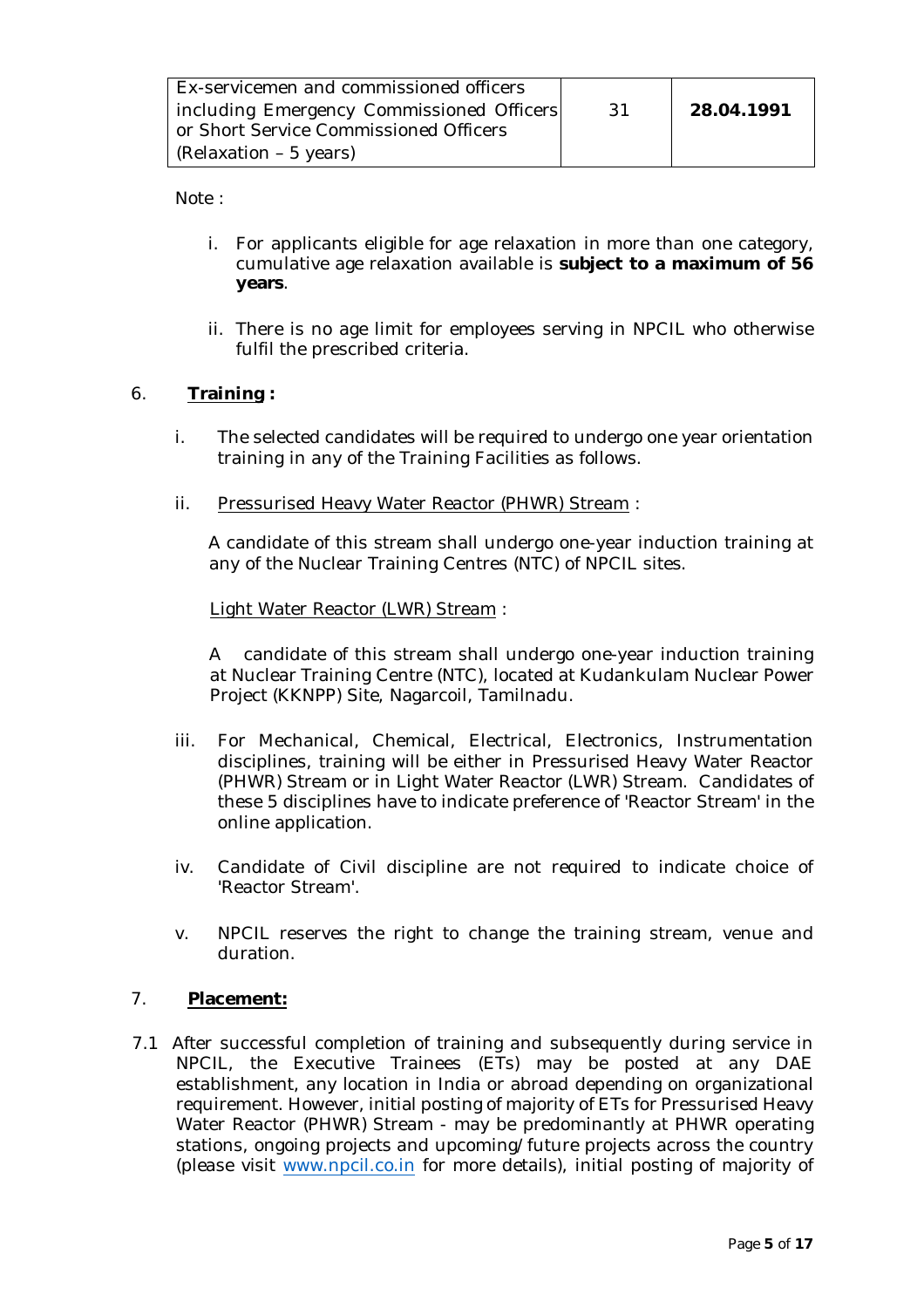| Ex-servicemen and commissioned officers including Emergency Commissioned Officers or Short Service Commissioned Officers (Relaxation – 5 years) | 31 | **28.04.1991** |
|---|---|---|

Note :

i. For applicants eligible for age relaxation in more than one category, cumulative age relaxation available is **subject to a maximum of 56 years**.

ii. There is no age limit for employees serving in NPCIL who otherwise fulfil the prescribed criteria.

## 6. Training :

i. The selected candidates will be required to undergo one year orientation training in any of the Training Facilities as follows.

ii. Pressurised Heavy Water Reactor (PHWR) Stream :

A candidate of this stream shall undergo one-year induction training at any of the Nuclear Training Centres (NTC) of NPCIL sites.

Light Water Reactor (LWR) Stream :

A candidate of this stream shall undergo one-year induction training at Nuclear Training Centre (NTC), located at Kudankulam Nuclear Power Project (KKNPP) Site, Nagarcoil, Tamilnadu.

iii. For Mechanical, Chemical, Electrical, Electronics, Instrumentation disciplines, training will be either in Pressurised Heavy Water Reactor (PHWR) Stream or in Light Water Reactor (LWR) Stream. Candidates of these 5 disciplines have to indicate preference of 'Reactor Stream' in the online application.

iv. Candidate of Civil discipline are not required to indicate choice of 'Reactor Stream'.

v. NPCIL reserves the right to change the training stream, venue and duration.

## 7. Placement:

7.1 After successful completion of training and subsequently during service in NPCIL, the Executive Trainees (ETs) may be posted at any DAE establishment, any location in India or abroad depending on organizational requirement. However, initial posting of majority of ETs for Pressurised Heavy Water Reactor (PHWR) Stream - may be predominantly at PHWR operating stations, ongoing projects and upcoming/future projects across the country (please visit www.npcil.co.in for more details), initial posting of majority of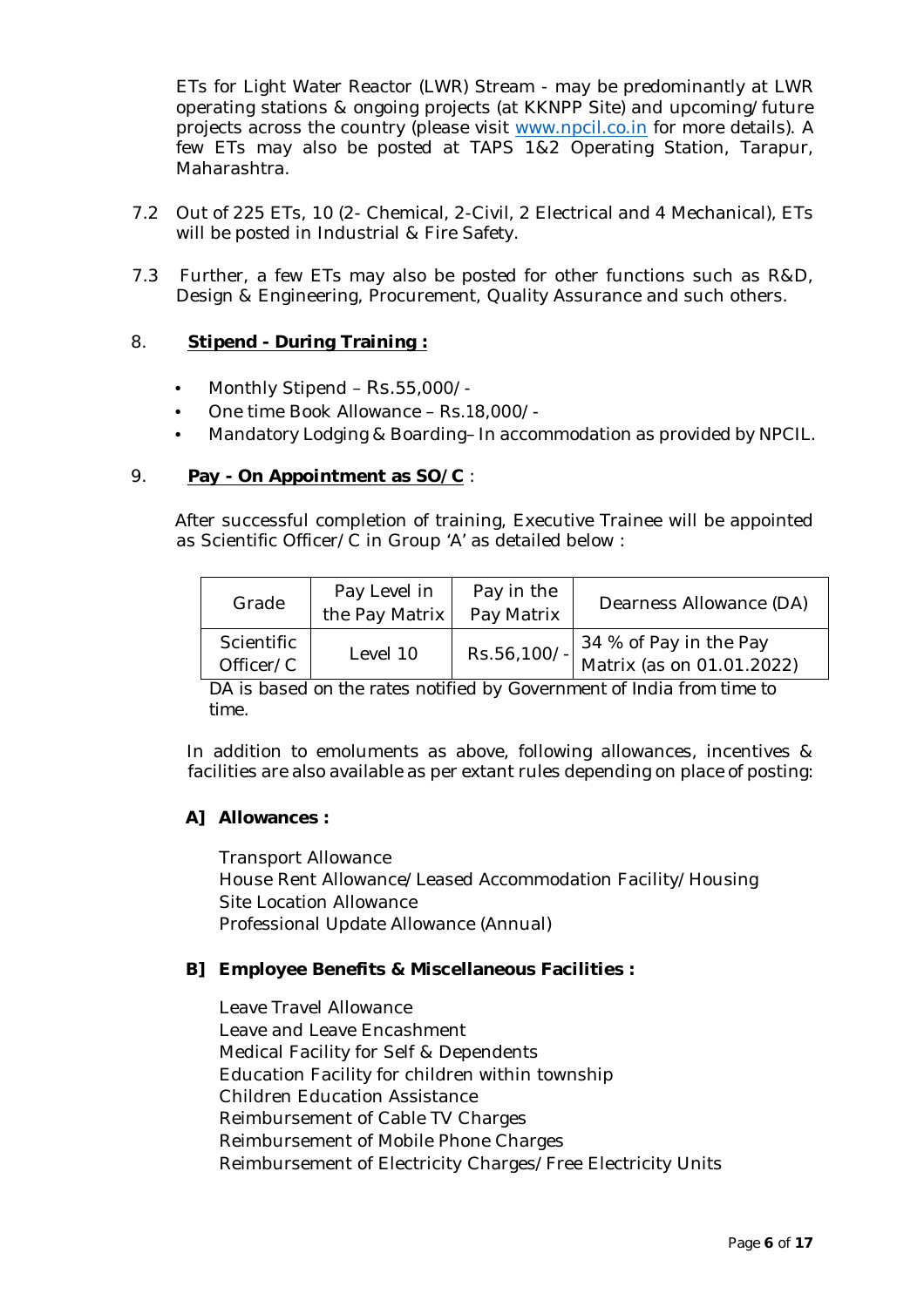ETs for Light Water Reactor (LWR) Stream - may be predominantly at LWR operating stations & ongoing projects (at KKNPP Site) and upcoming/future projects across the country (please visit [www.npcil.co.in](http://www.npcil.co.in) for more details). A few ETs may also be posted at TAPS 1&2 Operating Station, Tarapur, Maharashtra.

7.2 Out of 225 ETs, 10 (2- Chemical, 2-Civil, 2 Electrical and 4 Mechanical), ETs will be posted in Industrial & Fire Safety.

7.3 Further, a few ETs may also be posted for other functions such as R&D, Design & Engineering, Procurement, Quality Assurance and such others.

## 8. **Stipend - During Training :**

- Monthly Stipend – Rs.55,000/-
- One time Book Allowance – Rs.18,000/-
- Mandatory Lodging & Boarding– In accommodation as provided by NPCIL.

## 9. **Pay - On Appointment as SO/C** :

After successful completion of training, Executive Trainee will be appointed as Scientific Officer/C in Group 'A' as detailed below :

| Grade | Pay Level in the Pay Matrix | Pay in the Pay Matrix | Dearness Allowance (DA) |
|---|---|---|---|
| Scientific Officer/C | Level 10 | Rs.56,100/- | 34 % of Pay in the Pay Matrix (as on 01.01.2022) |

DA is based on the rates notified by Government of India from time to time.

In addition to emoluments as above, following allowances, incentives & facilities are also available as per extant rules depending on place of posting:

**A] Allowances :**

Transport Allowance
House Rent Allowance/Leased Accommodation Facility/Housing
Site Location Allowance
Professional Update Allowance (Annual)

**B] Employee Benefits & Miscellaneous Facilities :**

Leave Travel Allowance
Leave and Leave Encashment
Medical Facility for Self & Dependents
Education Facility for children within township
Children Education Assistance
Reimbursement of Cable TV Charges
Reimbursement of Mobile Phone Charges
Reimbursement of Electricity Charges/Free Electricity Units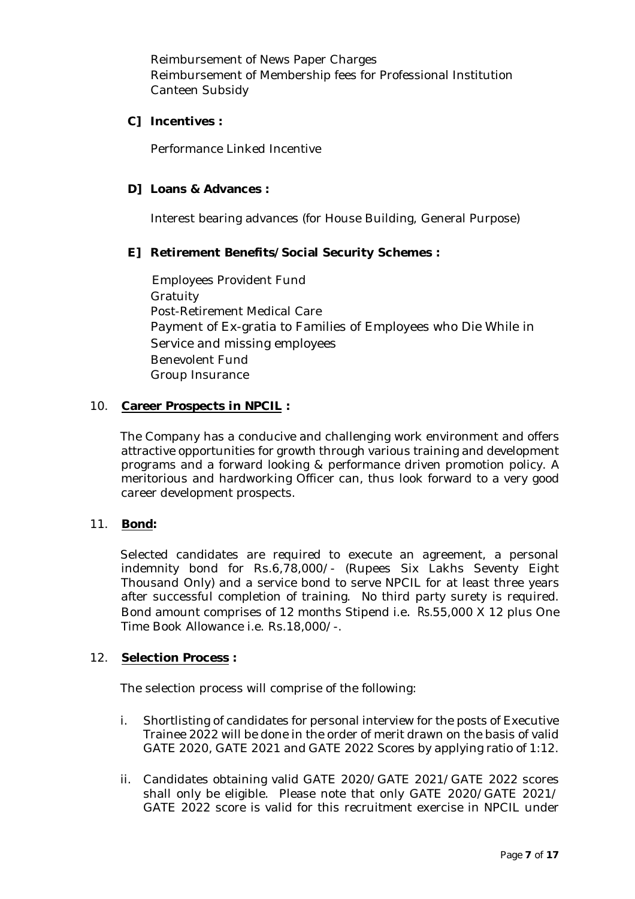Reimbursement of News Paper Charges
Reimbursement of Membership fees for Professional Institution
Canteen Subsidy

**C] Incentives :**

Performance Linked Incentive

**D] Loans & Advances :**

Interest bearing advances (for House Building, General Purpose)

**E] Retirement Benefits/Social Security Schemes :**

Employees Provident Fund
Gratuity
Post-Retirement Medical Care
Payment of Ex-gratia to Families of Employees who Die While in Service and missing employees
Benevolent Fund
Group Insurance

10. **Career Prospects in NPCIL :**

The Company has a conducive and challenging work environment and offers attractive opportunities for growth through various training and development programs and a forward looking & performance driven promotion policy. A meritorious and hardworking Officer can, thus look forward to a very good career development prospects.

11. **Bond:**

Selected candidates are required to execute an agreement, a personal indemnity bond for Rs.6,78,000/- (Rupees Six Lakhs Seventy Eight Thousand Only) and a service bond to serve NPCIL for at least three years after successful completion of training. No third party surety is required. Bond amount comprises of 12 months Stipend i.e. Rs.55,000 X 12 plus One Time Book Allowance i.e. Rs.18,000/-.

12. **Selection Process :**

The selection process will comprise of the following:

i. Shortlisting of candidates for personal interview for the posts of Executive Trainee 2022 will be done in the order of merit drawn on the basis of valid GATE 2020, GATE 2021 and GATE 2022 Scores by applying ratio of 1:12.

ii. Candidates obtaining valid GATE 2020/GATE 2021/GATE 2022 scores shall only be eligible. Please note that only GATE 2020/GATE 2021/ GATE 2022 score is valid for this recruitment exercise in NPCIL under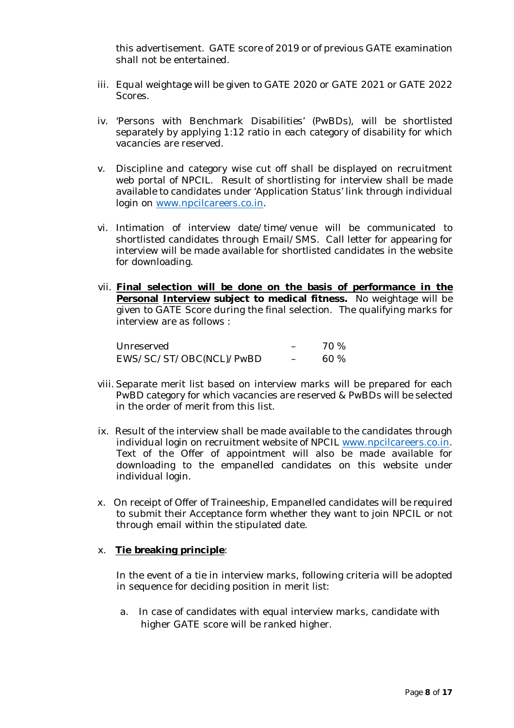this advertisement. GATE score of 2019 or of previous GATE examination shall not be entertained.

iii. Equal weightage will be given to GATE 2020 or GATE 2021 or GATE 2022 Scores.

iv. 'Persons with Benchmark Disabilities' (PwBDs), will be shortlisted separately by applying 1:12 ratio in each category of disability for which vacancies are reserved.

v. Discipline and category wise cut off shall be displayed on recruitment web portal of NPCIL. Result of shortlisting for interview shall be made available to candidates under 'Application Status' link through individual login on www.npcilcareers.co.in.

vi. Intimation of interview date/time/venue will be communicated to shortlisted candidates through Email/SMS. Call letter for appearing for interview will be made available for shortlisted candidates in the website for downloading.

vii. **Final selection will be done on the basis of performance in the Personal Interview subject to medical fitness.** No weightage will be given to GATE Score during the final selection. The qualifying marks for interview are as follows :

| | | |
|---|---|---|
| Unreserved | – | 70 % |
| EWS/SC/ST/OBC(NCL)/PwBD | – | 60 % |

viii. Separate merit list based on interview marks will be prepared for each PwBD category for which vacancies are reserved & PwBDs will be selected in the order of merit from this list.

ix. Result of the interview shall be made available to the candidates through individual login on recruitment website of NPCIL www.npcilcareers.co.in. Text of the Offer of appointment will also be made available for downloading to the empanelled candidates on this website under individual login.

x. On receipt of Offer of Traineeship, Empanelled candidates will be required to submit their Acceptance form whether they want to join NPCIL or not through email within the stipulated date.

x. **Tie breaking principle**:

In the event of a tie in interview marks, following criteria will be adopted in sequence for deciding position in merit list:

a. In case of candidates with equal interview marks, candidate with higher GATE score will be ranked higher.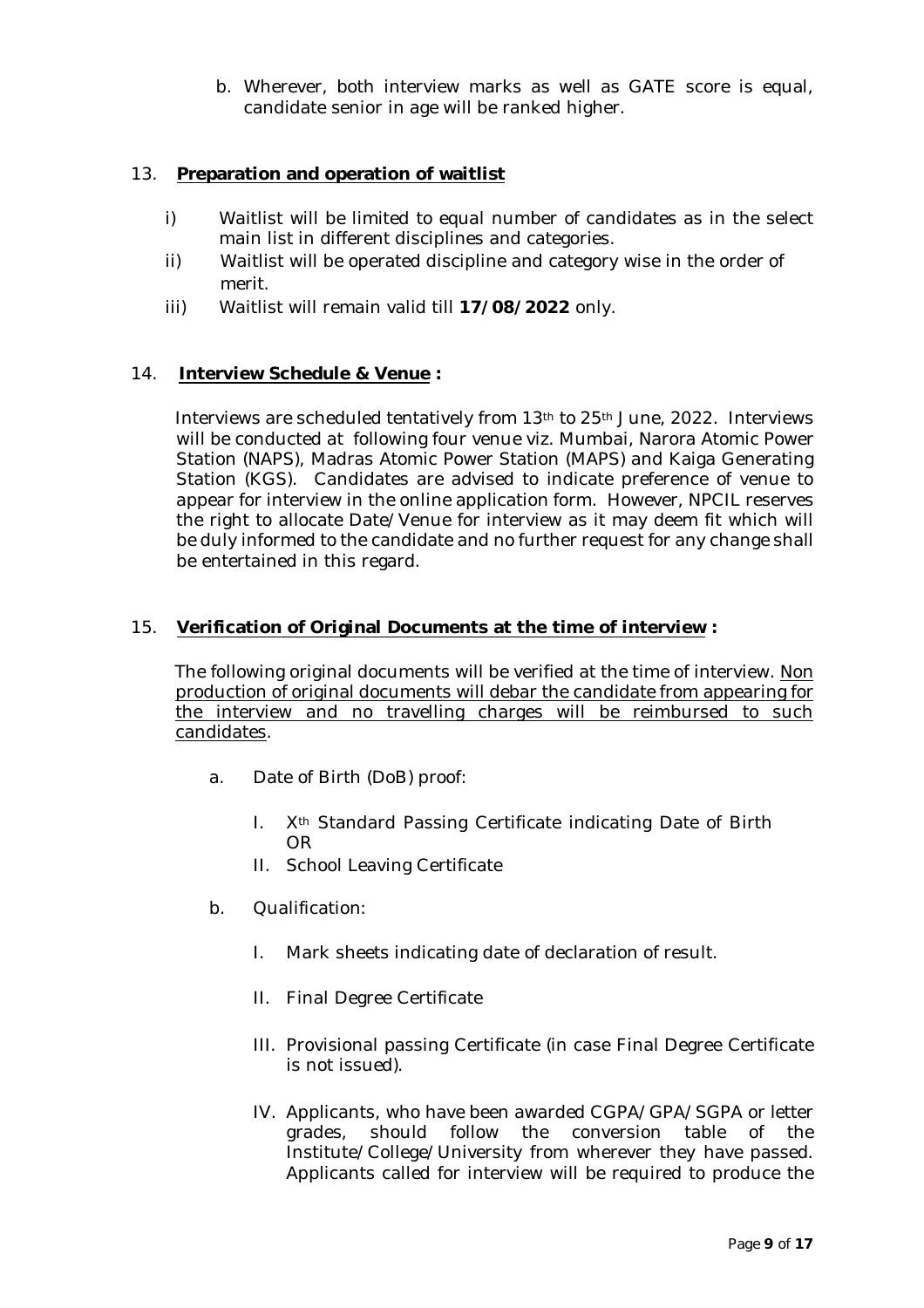b. Wherever, both interview marks as well as GATE score is equal, candidate senior in age will be ranked higher.

13. **Preparation and operation of waitlist**

   i) Waitlist will be limited to equal number of candidates as in the select main list in different disciplines and categories.
   
   ii) Waitlist will be operated discipline and category wise in the order of merit.
   
   iii) Waitlist will remain valid till **17/08/2022** only.

14. **Interview Schedule & Venue :**

   Interviews are scheduled tentatively from 13th to 25th June, 2022. Interviews will be conducted at following four venue viz. Mumbai, Narora Atomic Power Station (NAPS), Madras Atomic Power Station (MAPS) and Kaiga Generating Station (KGS). Candidates are advised to indicate preference of venue to appear for interview in the online application form. However, NPCIL reserves the right to allocate Date/Venue for interview as it may deem fit which will be duly informed to the candidate and no further request for any change shall be entertained in this regard.

15. **Verification of Original Documents at the time of interview :**

   The following original documents will be verified at the time of interview. Non production of original documents will debar the candidate from appearing for the interview and no travelling charges will be reimbursed to such candidates.

   a. Date of Birth (DoB) proof:

      I. Xth Standard Passing Certificate indicating Date of Birth
         OR
      
      II. School Leaving Certificate

   b. Qualification:

      I. Mark sheets indicating date of declaration of result.

      II. Final Degree Certificate

      III. Provisional passing Certificate (in case Final Degree Certificate is not issued).

      IV. Applicants, who have been awarded CGPA/GPA/SGPA or letter grades, should follow the conversion table of the Institute/College/University from wherever they have passed. Applicants called for interview will be required to produce the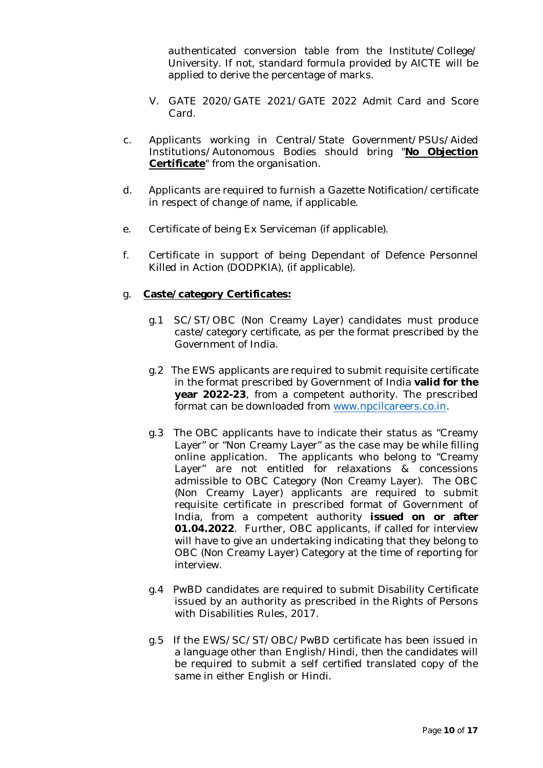authenticated conversion table from the Institute/College/ University. If not, standard formula provided by AICTE will be applied to derive the percentage of marks.

V. GATE 2020/GATE 2021/GATE 2022 Admit Card and Score Card.

c. Applicants working in Central/State Government/PSUs/Aided Institutions/Autonomous Bodies should bring "**No Objection Certificate**" from the organisation.

d. Applicants are required to furnish a Gazette Notification/certificate in respect of change of name, if applicable.

e. Certificate of being Ex Serviceman (if applicable).

f. Certificate in support of being Dependant of Defence Personnel Killed in Action (DODPKIA), (if applicable).

g. **Caste/category Certificates:**

g.1 SC/ST/OBC (Non Creamy Layer) candidates must produce caste/category certificate, as per the format prescribed by the Government of India.

g.2 The EWS applicants are required to submit requisite certificate in the format prescribed by Government of India **valid for the year 2022-23**, from a competent authority. The prescribed format can be downloaded from www.npcilcareers.co.in.

g.3 The OBC applicants have to indicate their status as "Creamy Layer" or "Non Creamy Layer" as the case may be while filling online application. The applicants who belong to "Creamy Layer" are not entitled for relaxations & concessions admissible to OBC Category (Non Creamy Layer). The OBC (Non Creamy Layer) applicants are required to submit requisite certificate in prescribed format of Government of India, from a competent authority **issued on or after 01.04.2022**. Further, OBC applicants, if called for interview will have to give an undertaking indicating that they belong to OBC (Non Creamy Layer) Category at the time of reporting for interview.

g.4 PwBD candidates are required to submit Disability Certificate issued by an authority as prescribed in the Rights of Persons with Disabilities Rules, 2017.

g.5 If the EWS/SC/ST/OBC/PwBD certificate has been issued in a language other than English/Hindi, then the candidates will be required to submit a self certified translated copy of the same in either English or Hindi.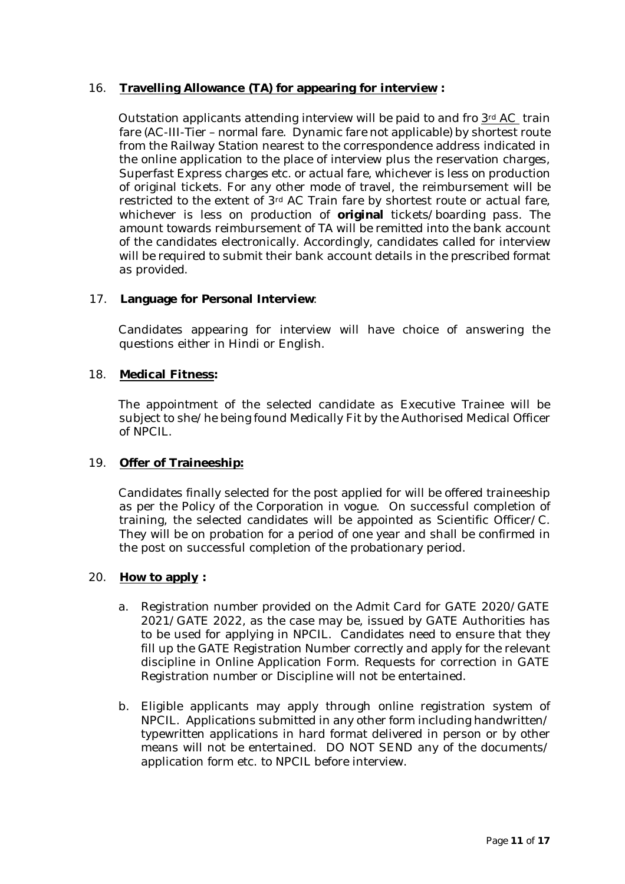16. **Travelling Allowance (TA) for appearing for interview :**

 Outstation applicants attending interview will be paid to and fro 3rd AC train fare (AC-III-Tier – normal fare. Dynamic fare not applicable) by shortest route from the Railway Station nearest to the correspondence address indicated in the online application to the place of interview plus the reservation charges, Superfast Express charges etc. or actual fare, whichever is less on production of original tickets. For any other mode of travel, the reimbursement will be restricted to the extent of 3rd AC Train fare by shortest route or actual fare, whichever is less on production of **original** tickets/boarding pass. The amount towards reimbursement of TA will be remitted into the bank account of the candidates electronically. Accordingly, candidates called for interview will be required to submit their bank account details in the prescribed format as provided.

17. **Language for Personal Interview**:

 Candidates appearing for interview will have choice of answering the questions either in Hindi or English.

18. **Medical Fitness:**

 The appointment of the selected candidate as Executive Trainee will be subject to she/he being found Medically Fit by the Authorised Medical Officer of NPCIL.

19. **Offer of Traineeship:**

 Candidates finally selected for the post applied for will be offered traineeship as per the Policy of the Corporation in vogue. On successful completion of training, the selected candidates will be appointed as Scientific Officer/C. They will be on probation for a period of one year and shall be confirmed in the post on successful completion of the probationary period.

20. **How to apply :**

 a. Registration number provided on the Admit Card for GATE 2020/GATE 2021/GATE 2022, as the case may be, issued by GATE Authorities has to be used for applying in NPCIL. Candidates need to ensure that they fill up the GATE Registration Number correctly and apply for the relevant discipline in Online Application Form. Requests for correction in GATE Registration number or Discipline will not be entertained.

 b. Eligible applicants may apply through online registration system of NPCIL. Applications submitted in any other form including handwritten/ typewritten applications in hard format delivered in person or by other means will not be entertained. DO NOT SEND any of the documents/ application form etc. to NPCIL before interview.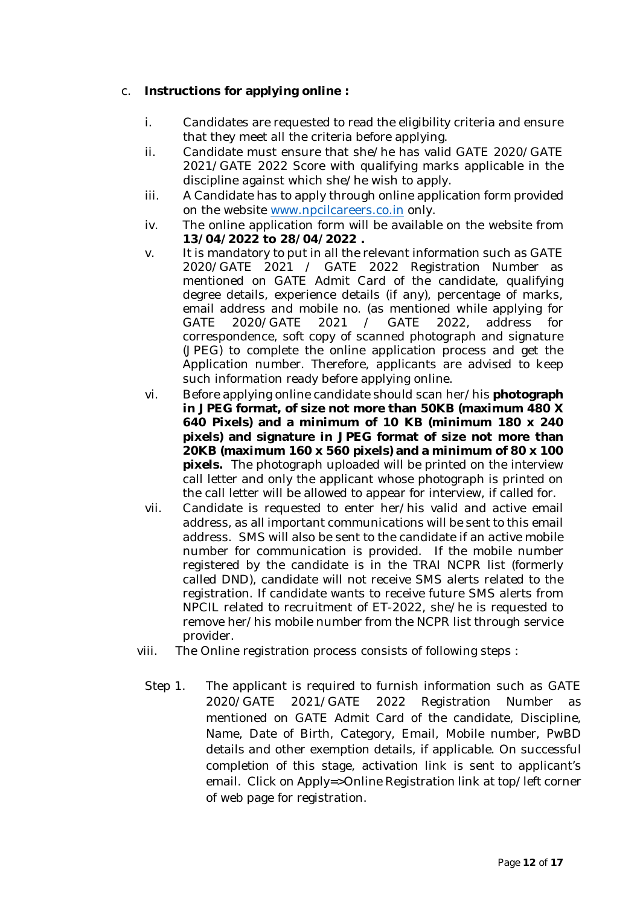c. **Instructions for applying online :**

i. Candidates are requested to read the eligibility criteria and ensure that they meet all the criteria before applying.

ii. Candidate must ensure that she/he has valid GATE 2020/GATE 2021/GATE 2022 Score with qualifying marks applicable in the discipline against which she/he wish to apply.

iii. A Candidate has to apply through online application form provided on the website www.npcilcareers.co.in only.

iv. The online application form will be available on the website from **13/04/2022 to 28/04/2022 .**

v. It is mandatory to put in all the relevant information such as GATE 2020/GATE 2021 / GATE 2022 Registration Number as mentioned on GATE Admit Card of the candidate, qualifying degree details, experience details (if any), percentage of marks, email address and mobile no. (as mentioned while applying for GATE 2020/GATE 2021 / GATE 2022, address for correspondence, soft copy of scanned photograph and signature (JPEG) to complete the online application process and get the Application number. Therefore, applicants are advised to keep such information ready before applying online.

vi. Before applying online candidate should scan her/his **photograph in JPEG format, of size not more than 50KB (maximum 480 X 640 Pixels) and a minimum of 10 KB (minimum 180 x 240 pixels) and signature in JPEG format of size not more than 20KB (maximum 160 x 560 pixels) and a minimum of 80 x 100 pixels.** The photograph uploaded will be printed on the interview call letter and only the applicant whose photograph is printed on the call letter will be allowed to appear for interview, if called for.

vii. Candidate is requested to enter her/his valid and active email address, as all important communications will be sent to this email address. SMS will also be sent to the candidate if an active mobile number for communication is provided. If the mobile number registered by the candidate is in the TRAI NCPR list (formerly called DND), candidate will not receive SMS alerts related to the registration. If candidate wants to receive future SMS alerts from NPCIL related to recruitment of ET-2022, she/he is requested to remove her/his mobile number from the NCPR list through service provider.

viii. The Online registration process consists of following steps :

Step 1. The applicant is required to furnish information such as GATE 2020/GATE 2021/GATE 2022 Registration Number as mentioned on GATE Admit Card of the candidate, Discipline, Name, Date of Birth, Category, Email, Mobile number, PwBD details and other exemption details, if applicable. On successful completion of this stage, activation link is sent to applicant's email. Click on Apply=>Online Registration link at top/left corner of web page for registration.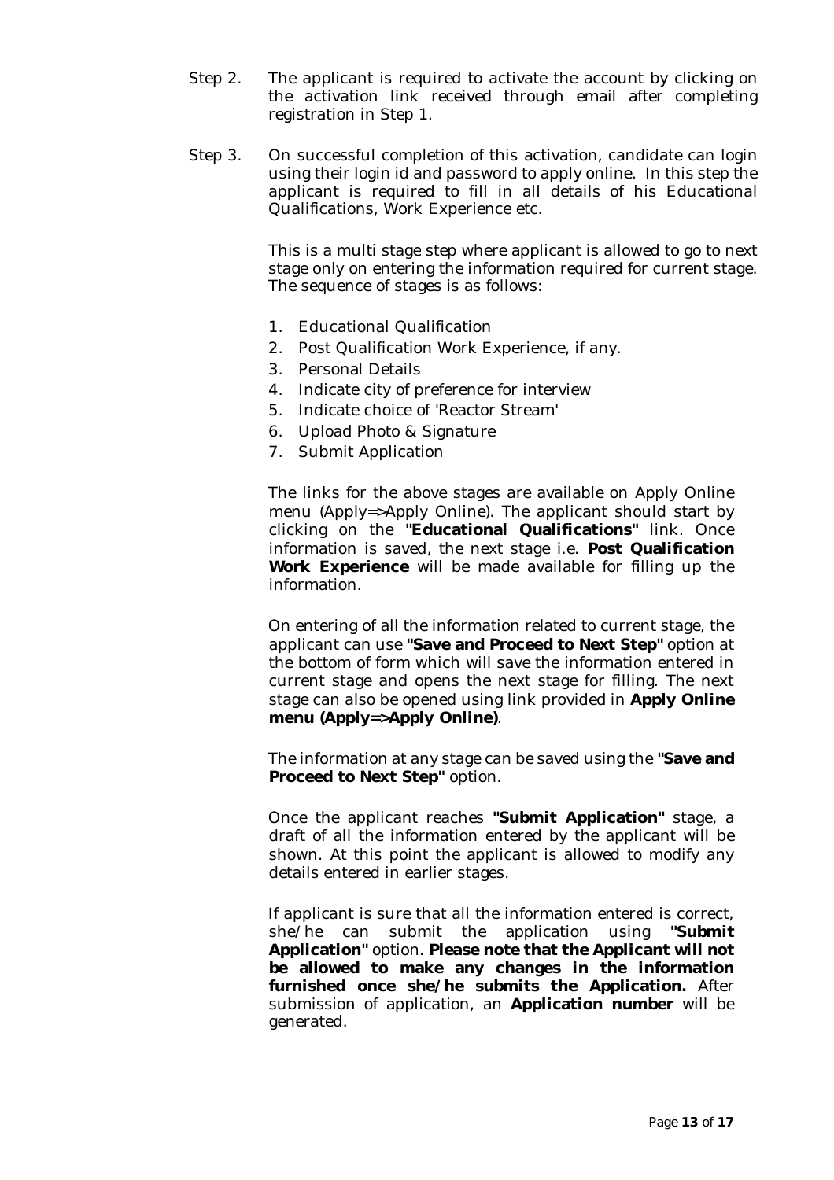Step 2. The applicant is required to activate the account by clicking on the activation link received through email after completing registration in Step 1.

Step 3. On successful completion of this activation, candidate can login using their login id and password to apply online. In this step the applicant is required to fill in all details of his Educational Qualifications, Work Experience etc.

This is a multi stage step where applicant is allowed to go to next stage only on entering the information required for current stage. The sequence of stages is as follows:

1. Educational Qualification
2. Post Qualification Work Experience, if any.
3. Personal Details
4. Indicate city of preference for interview
5. Indicate choice of 'Reactor Stream'
6. Upload Photo & Signature
7. Submit Application

The links for the above stages are available on Apply Online menu (Apply=>Apply Online). The applicant should start by clicking on the **"Educational Qualifications"** link. Once information is saved, the next stage i.e. **Post Qualification Work Experience** will be made available for filling up the information.

On entering of all the information related to current stage, the applicant can use **"Save and Proceed to Next Step"** option at the bottom of form which will save the information entered in current stage and opens the next stage for filling. The next stage can also be opened using link provided in **Apply Online menu (Apply=>Apply Online)**.

The information at any stage can be saved using the **"Save and Proceed to Next Step"** option.

Once the applicant reaches **"Submit Application"** stage, a draft of all the information entered by the applicant will be shown. At this point the applicant is allowed to modify any details entered in earlier stages.

If applicant is sure that all the information entered is correct, she/he can submit the application using **"Submit Application"** option. **Please note that the Applicant will not be allowed to make any changes in the information furnished once she/he submits the Application.** After submission of application, an **Application number** will be generated.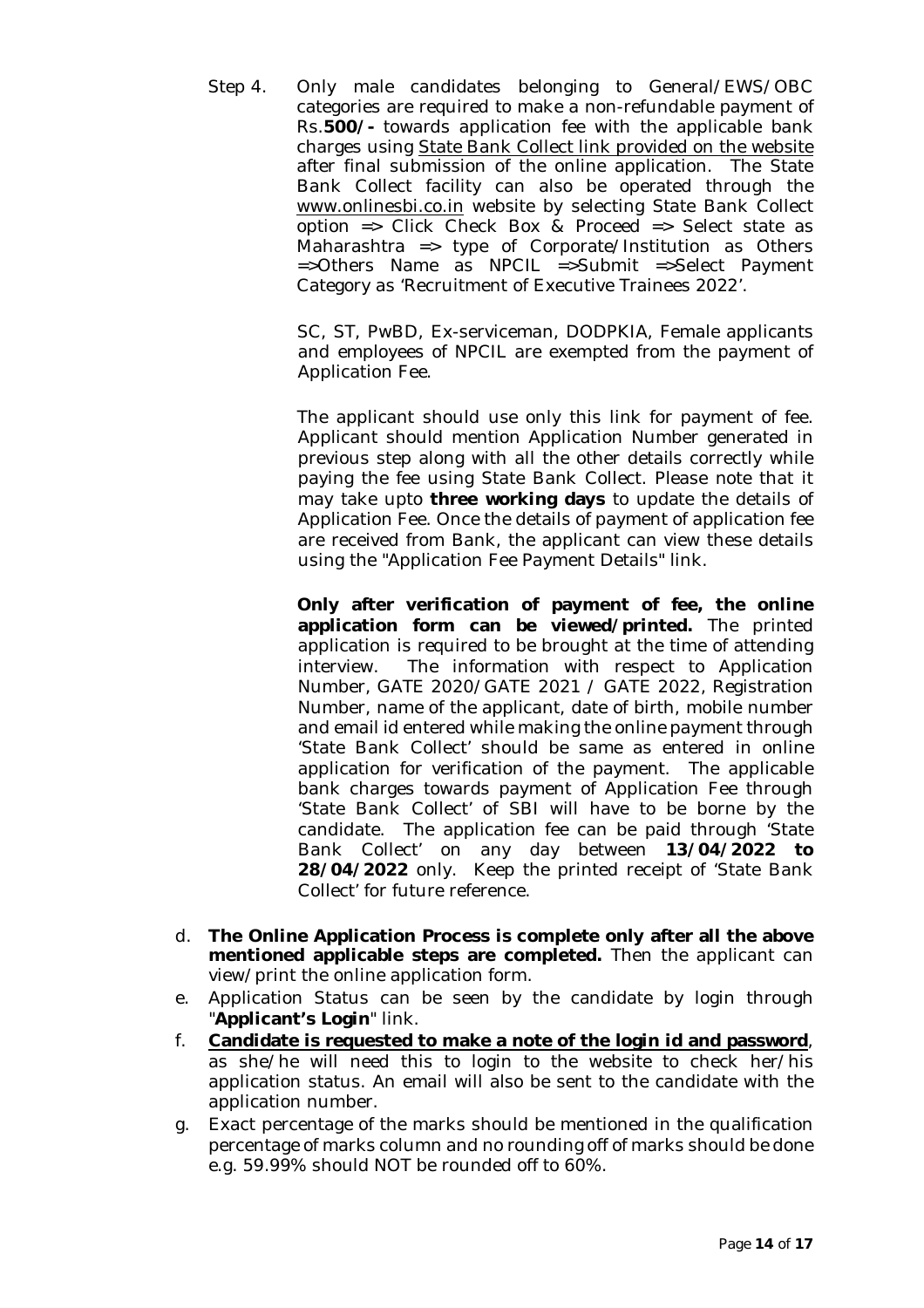Step 4. Only male candidates belonging to General/EWS/OBC categories are required to make a non-refundable payment of Rs.**500/-** towards application fee with the applicable bank charges using State Bank Collect link provided on the website after final submission of the online application. The State Bank Collect facility can also be operated through the www.onlinesbi.co.in website by selecting State Bank Collect option => Click Check Box & Proceed => Select state as Maharashtra => type of Corporate/Institution as Others =>Others Name as NPCIL =>Submit =>Select Payment Category as 'Recruitment of Executive Trainees 2022'.

SC, ST, PwBD, Ex-serviceman, DODPKIA, Female applicants and employees of NPCIL are exempted from the payment of Application Fee.

The applicant should use only this link for payment of fee. Applicant should mention Application Number generated in previous step along with all the other details correctly while paying the fee using State Bank Collect. Please note that it may take upto **three working days** to update the details of Application Fee. Once the details of payment of application fee are received from Bank, the applicant can view these details using the "Application Fee Payment Details" link.

**Only after verification of payment of fee, the online application form can be viewed/printed.** The printed application is required to be brought at the time of attending interview. The information with respect to Application Number, GATE 2020/GATE 2021 / GATE 2022, Registration Number, name of the applicant, date of birth, mobile number and email id entered while making the online payment through 'State Bank Collect' should be same as entered in online application for verification of the payment. The applicable bank charges towards payment of Application Fee through 'State Bank Collect' of SBI will have to be borne by the candidate. The application fee can be paid through 'State Bank Collect' on any day between **13/04/2022 to 28/04/2022** only. Keep the printed receipt of 'State Bank Collect' for future reference.

d. **The Online Application Process is complete only after all the above mentioned applicable steps are completed.** Then the applicant can view/print the online application form.

e. Application Status can be seen by the candidate by login through "**Applicant's Login**" link.

f. **Candidate is requested to make a note of the login id and password**, as she/he will need this to login to the website to check her/his application status. An email will also be sent to the candidate with the application number.

g. Exact percentage of the marks should be mentioned in the qualification percentage of marks column and no rounding off of marks should be done e.g. 59.99% should NOT be rounded off to 60%.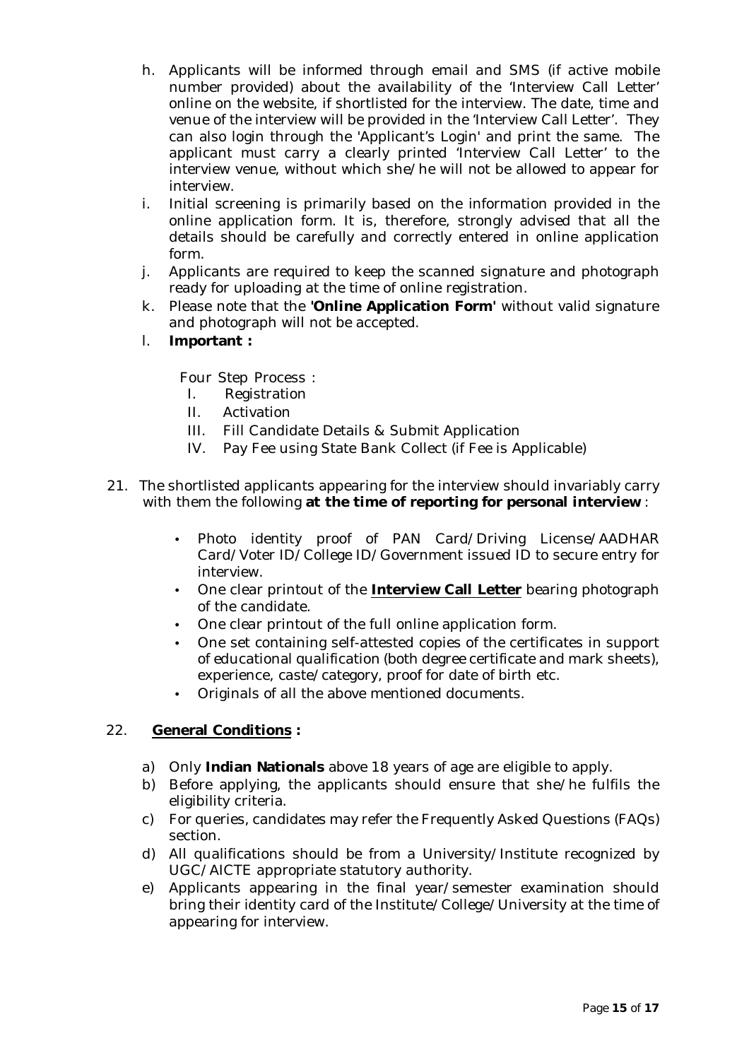h. Applicants will be informed through email and SMS (if active mobile number provided) about the availability of the 'Interview Call Letter' online on the website, if shortlisted for the interview. The date, time and venue of the interview will be provided in the 'Interview Call Letter'. They can also login through the 'Applicant's Login' and print the same. The applicant must carry a clearly printed 'Interview Call Letter' to the interview venue, without which she/he will not be allowed to appear for interview.

i. Initial screening is primarily based on the information provided in the online application form. It is, therefore, strongly advised that all the details should be carefully and correctly entered in online application form.

j. Applicants are required to keep the scanned signature and photograph ready for uploading at the time of online registration.

k. Please note that the **'Online Application Form'** without valid signature and photograph will not be accepted.

l. **Important :**

   Four Step Process :

   I. Registration
   II. Activation
   III. Fill Candidate Details & Submit Application
   IV. Pay Fee using State Bank Collect (if Fee is Applicable)

21. The shortlisted applicants appearing for the interview should invariably carry with them the following **at the time of reporting for personal interview** :

    - Photo identity proof of PAN Card/Driving License/AADHAR Card/Voter ID/College ID/Government issued ID to secure entry for interview.
    - One clear printout of the **Interview Call Letter** bearing photograph of the candidate.
    - One clear printout of the full online application form.
    - One set containing self-attested copies of the certificates in support of educational qualification (both degree certificate and mark sheets), experience, caste/category, proof for date of birth etc.
    - Originals of all the above mentioned documents.

22. **General Conditions :**

    a) Only **Indian Nationals** above 18 years of age are eligible to apply.
    b) Before applying, the applicants should ensure that she/he fulfils the eligibility criteria.
    c) For queries, candidates may refer the Frequently Asked Questions (FAQs) section.
    d) All qualifications should be from a University/Institute recognized by UGC/AICTE appropriate statutory authority.
    e) Applicants appearing in the final year/semester examination should bring their identity card of the Institute/College/University at the time of appearing for interview.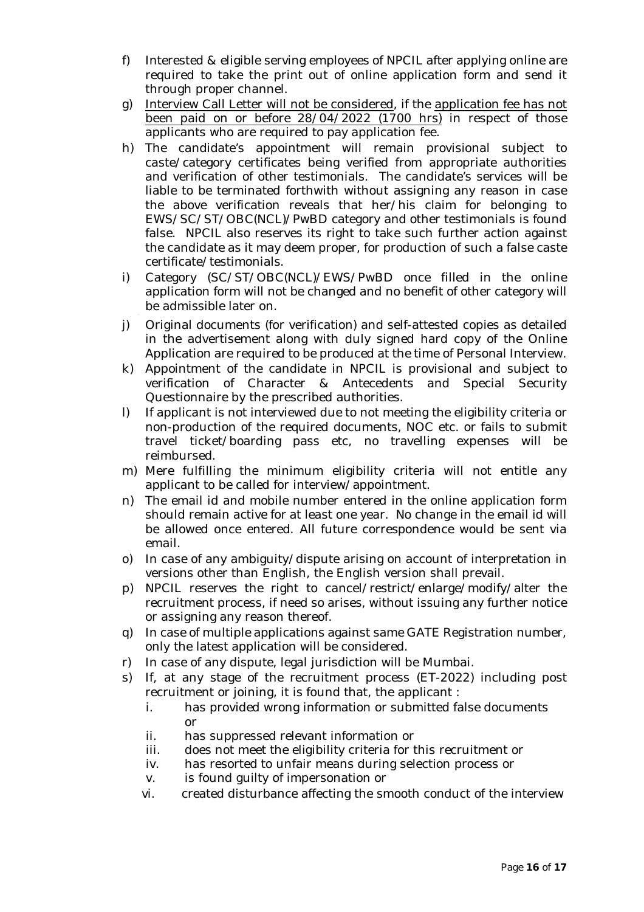f) Interested & eligible serving employees of NPCIL after applying online are required to take the print out of online application form and send it through proper channel.

g) Interview Call Letter will not be considered, if the application fee has not been paid on or before 28/04/2022 (1700 hrs) in respect of those applicants who are required to pay application fee.

h) The candidate's appointment will remain provisional subject to caste/category certificates being verified from appropriate authorities and verification of other testimonials. The candidate's services will be liable to be terminated forthwith without assigning any reason in case the above verification reveals that her/his claim for belonging to EWS/SC/ST/OBC(NCL)/PwBD category and other testimonials is found false. NPCIL also reserves its right to take such further action against the candidate as it may deem proper, for production of such a false caste certificate/testimonials.

i) Category (SC/ST/OBC(NCL)/EWS/PwBD once filled in the online application form will not be changed and no benefit of other category will be admissible later on.

j) Original documents (for verification) and self-attested copies as detailed in the advertisement along with duly signed hard copy of the Online Application are required to be produced at the time of Personal Interview.

k) Appointment of the candidate in NPCIL is provisional and subject to verification of Character & Antecedents and Special Security Questionnaire by the prescribed authorities.

l) If applicant is not interviewed due to not meeting the eligibility criteria or non-production of the required documents, NOC etc. or fails to submit travel ticket/boarding pass etc, no travelling expenses will be reimbursed.

m) Mere fulfilling the minimum eligibility criteria will not entitle any applicant to be called for interview/appointment.

n) The email id and mobile number entered in the online application form should remain active for at least one year. No change in the email id will be allowed once entered. All future correspondence would be sent via email.

o) In case of any ambiguity/dispute arising on account of interpretation in versions other than English, the English version shall prevail.

p) NPCIL reserves the right to cancel/restrict/enlarge/modify/alter the recruitment process, if need so arises, without issuing any further notice or assigning any reason thereof.

q) In case of multiple applications against same GATE Registration number, only the latest application will be considered.

r) In case of any dispute, legal jurisdiction will be Mumbai.

s) If, at any stage of the recruitment process (ET-2022) including post recruitment or joining, it is found that, the applicant :

   i. has provided wrong information or submitted false documents or
   ii. has suppressed relevant information or
   iii. does not meet the eligibility criteria for this recruitment or
   iv. has resorted to unfair means during selection process or
   v. is found guilty of impersonation or
   vi. created disturbance affecting the smooth conduct of the interview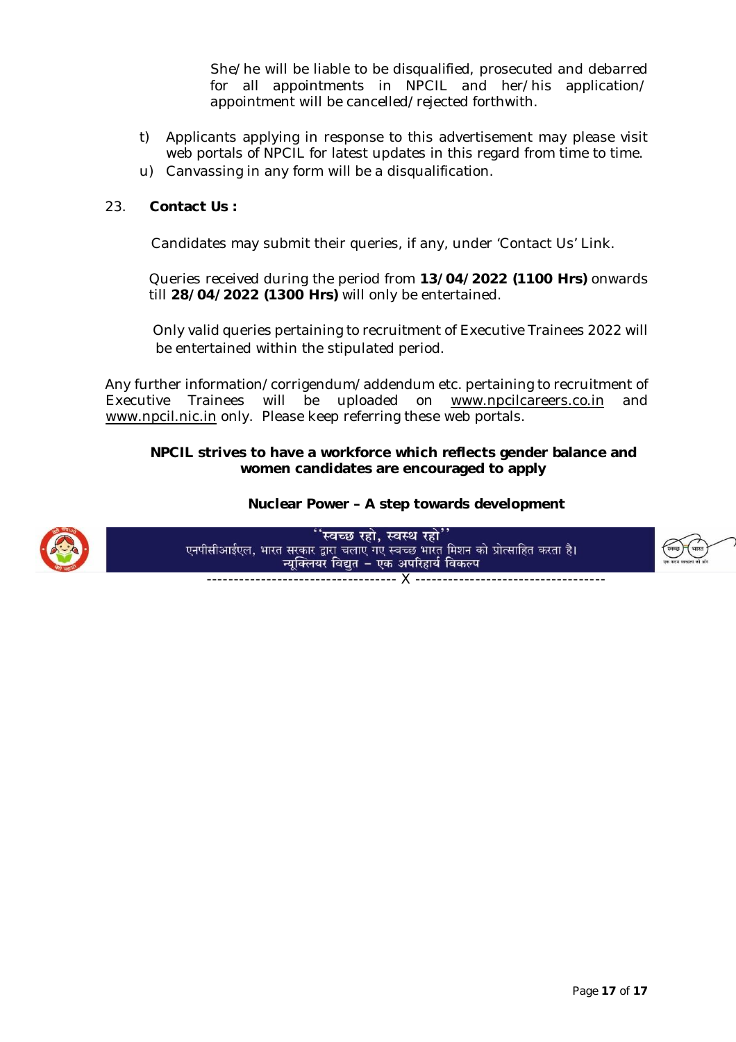She/he will be liable to be disqualified, prosecuted and debarred for all appointments in NPCIL and her/his application/ appointment will be cancelled/rejected forthwith.

t) Applicants applying in response to this advertisement may please visit web portals of NPCIL for latest updates in this regard from time to time.

u) Canvassing in any form will be a disqualification.

23. **Contact Us :**

Candidates may submit their queries, if any, under 'Contact Us' Link.

Queries received during the period from **13/04/2022 (1100 Hrs)** onwards till **28/04/2022 (1300 Hrs)** will only be entertained.

Only valid queries pertaining to recruitment of Executive Trainees 2022 will be entertained within the stipulated period.

Any further information/corrigendum/addendum etc. pertaining to recruitment of Executive Trainees will be uploaded on www.npcilcareers.co.in and www.npcil.nic.in only. Please keep referring these web portals.

**NPCIL strives to have a workforce which reflects gender balance and women candidates are encouraged to apply**

**Nuclear Power – A step towards development**

"स्वच्छ रहो, स्वस्थ रहो"
एनपीसीआईएल, भारत सरकार द्वारा चलाए गए स्वच्छ भारत मिशन को प्रोत्साहित करता है।
न्यूक्लियर विद्युत – एक अपरिहार्य विकल्प

----------------------------------- X -----------------------------------